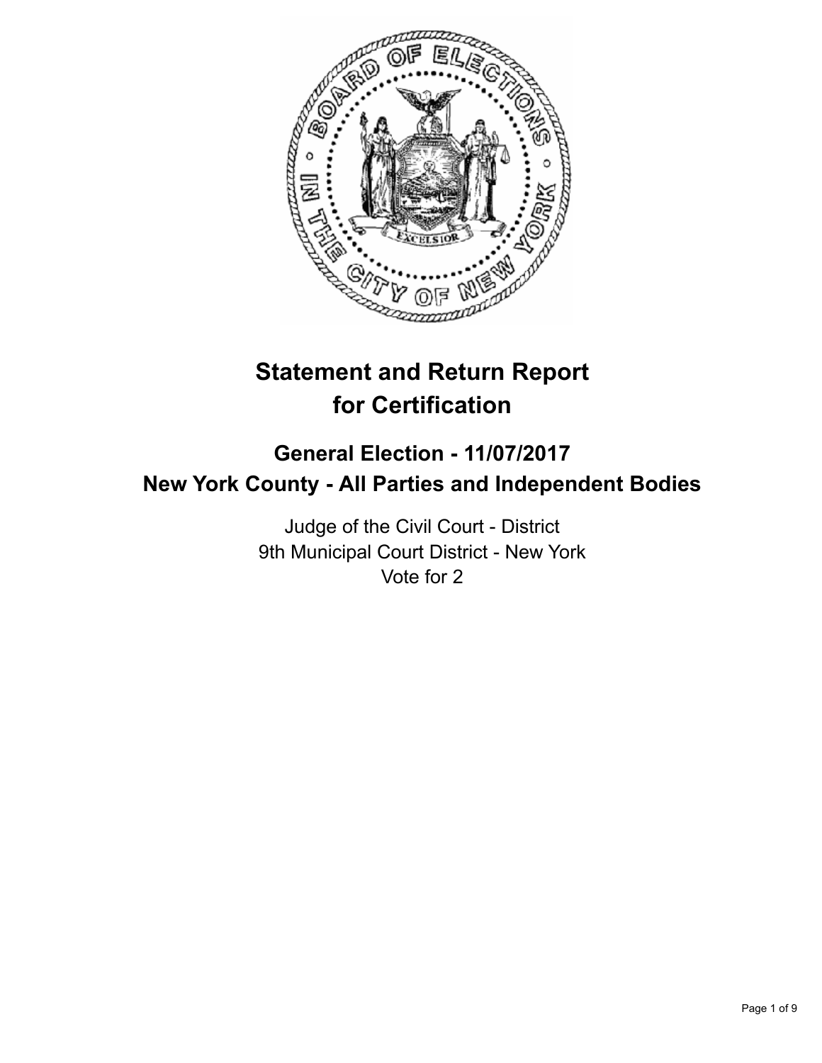# Statement and Return Report for Certification

## General Election - 11/07/2017
## New York County - All Parties and Independent Bodies

Judge of the Civil Court - District
9th Municipal Court District - New York
Vote for 2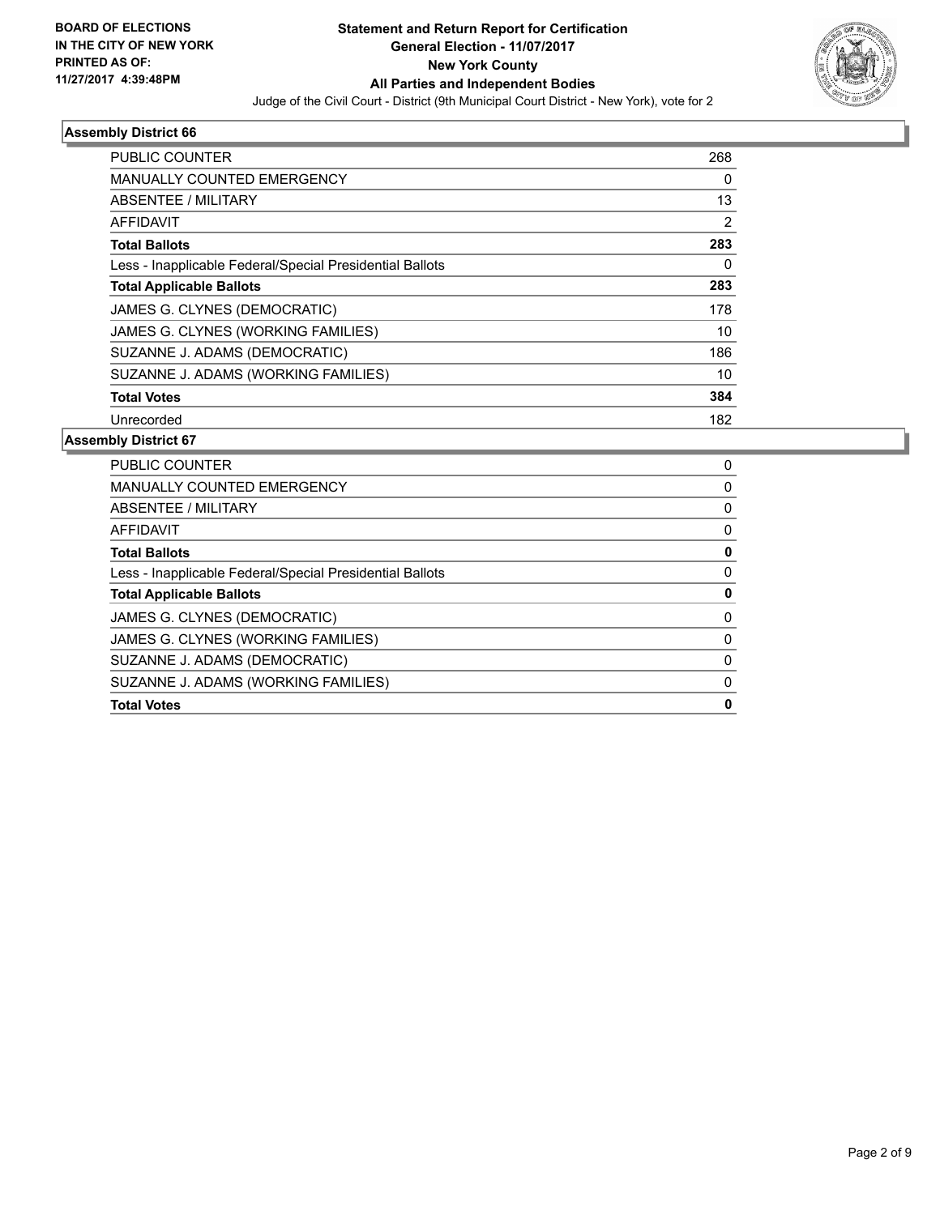**BOARD OF ELECTIONS IN THE CITY OF NEW YORK PRINTED AS OF: 11/27/2017 4:39:48PM**

**Statement and Return Report for Certification**
**General Election - 11/07/2017**
**New York County**
**All Parties and Independent Bodies**
Judge of the Civil Court - District (9th Municipal Court District - New York), vote for 2

### Assembly District 66

| | |
|---|---|
| PUBLIC COUNTER | 268 |
| MANUALLY COUNTED EMERGENCY | 0 |
| ABSENTEE / MILITARY | 13 |
| AFFIDAVIT | 2 |
| **Total Ballots** | **283** |
| Less - Inapplicable Federal/Special Presidential Ballots | 0 |
| **Total Applicable Ballots** | **283** |
| JAMES G. CLYNES (DEMOCRATIC) | 178 |
| JAMES G. CLYNES (WORKING FAMILIES) | 10 |
| SUZANNE J. ADAMS (DEMOCRATIC) | 186 |
| SUZANNE J. ADAMS (WORKING FAMILIES) | 10 |
| **Total Votes** | **384** |
| Unrecorded | 182 |

### Assembly District 67

| | |
|---|---|
| PUBLIC COUNTER | 0 |
| MANUALLY COUNTED EMERGENCY | 0 |
| ABSENTEE / MILITARY | 0 |
| AFFIDAVIT | 0 |
| **Total Ballots** | **0** |
| Less - Inapplicable Federal/Special Presidential Ballots | 0 |
| **Total Applicable Ballots** | **0** |
| JAMES G. CLYNES (DEMOCRATIC) | 0 |
| JAMES G. CLYNES (WORKING FAMILIES) | 0 |
| SUZANNE J. ADAMS (DEMOCRATIC) | 0 |
| SUZANNE J. ADAMS (WORKING FAMILIES) | 0 |
| **Total Votes** | **0** |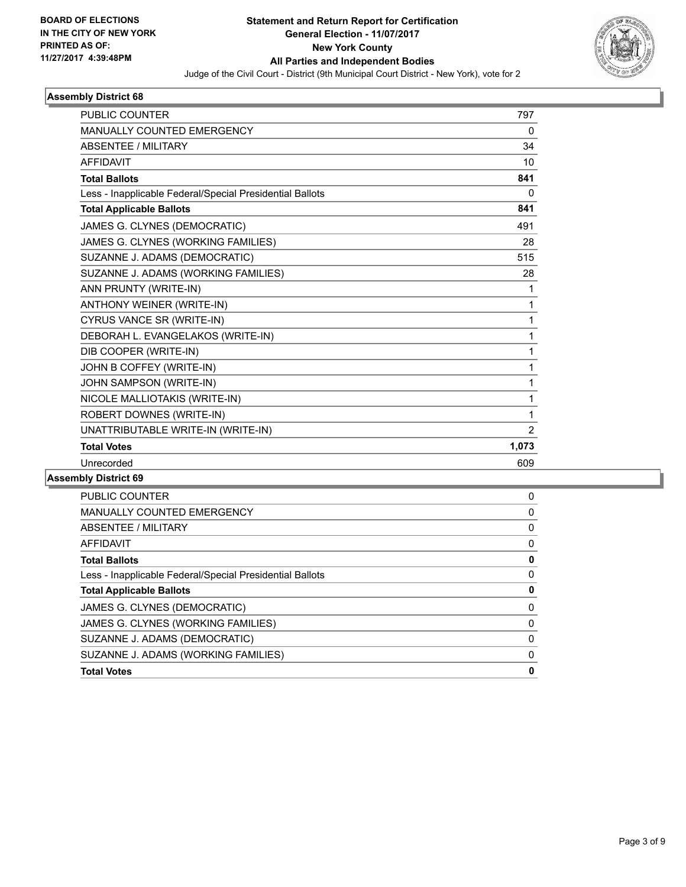BOARD OF ELECTIONS
IN THE CITY OF NEW YORK
PRINTED AS OF:
11/27/2017 4:39:48PM

# Statement and Return Report for Certification
## General Election - 11/07/2017
## New York County
## All Parties and Independent Bodies

Judge of the Civil Court - District (9th Municipal Court District - New York), vote for 2

### Assembly District 68

| | |
|---|---|
| PUBLIC COUNTER | 797 |
| MANUALLY COUNTED EMERGENCY | 0 |
| ABSENTEE / MILITARY | 34 |
| AFFIDAVIT | 10 |
| **Total Ballots** | **841** |
| Less - Inapplicable Federal/Special Presidential Ballots | 0 |
| **Total Applicable Ballots** | **841** |
| JAMES G. CLYNES (DEMOCRATIC) | 491 |
| JAMES G. CLYNES (WORKING FAMILIES) | 28 |
| SUZANNE J. ADAMS (DEMOCRATIC) | 515 |
| SUZANNE J. ADAMS (WORKING FAMILIES) | 28 |
| ANN PRUNTY (WRITE-IN) | 1 |
| ANTHONY WEINER (WRITE-IN) | 1 |
| CYRUS VANCE SR (WRITE-IN) | 1 |
| DEBORAH L. EVANGELAKOS (WRITE-IN) | 1 |
| DIB COOPER (WRITE-IN) | 1 |
| JOHN B COFFEY (WRITE-IN) | 1 |
| JOHN SAMPSON (WRITE-IN) | 1 |
| NICOLE MALLIOTAKIS (WRITE-IN) | 1 |
| ROBERT DOWNES (WRITE-IN) | 1 |
| UNATTRIBUTABLE WRITE-IN (WRITE-IN) | 2 |
| **Total Votes** | **1,073** |
| Unrecorded | 609 |

### Assembly District 69

| | |
|---|---|
| PUBLIC COUNTER | 0 |
| MANUALLY COUNTED EMERGENCY | 0 |
| ABSENTEE / MILITARY | 0 |
| AFFIDAVIT | 0 |
| **Total Ballots** | **0** |
| Less - Inapplicable Federal/Special Presidential Ballots | 0 |
| **Total Applicable Ballots** | **0** |
| JAMES G. CLYNES (DEMOCRATIC) | 0 |
| JAMES G. CLYNES (WORKING FAMILIES) | 0 |
| SUZANNE J. ADAMS (DEMOCRATIC) | 0 |
| SUZANNE J. ADAMS (WORKING FAMILIES) | 0 |
| **Total Votes** | **0** |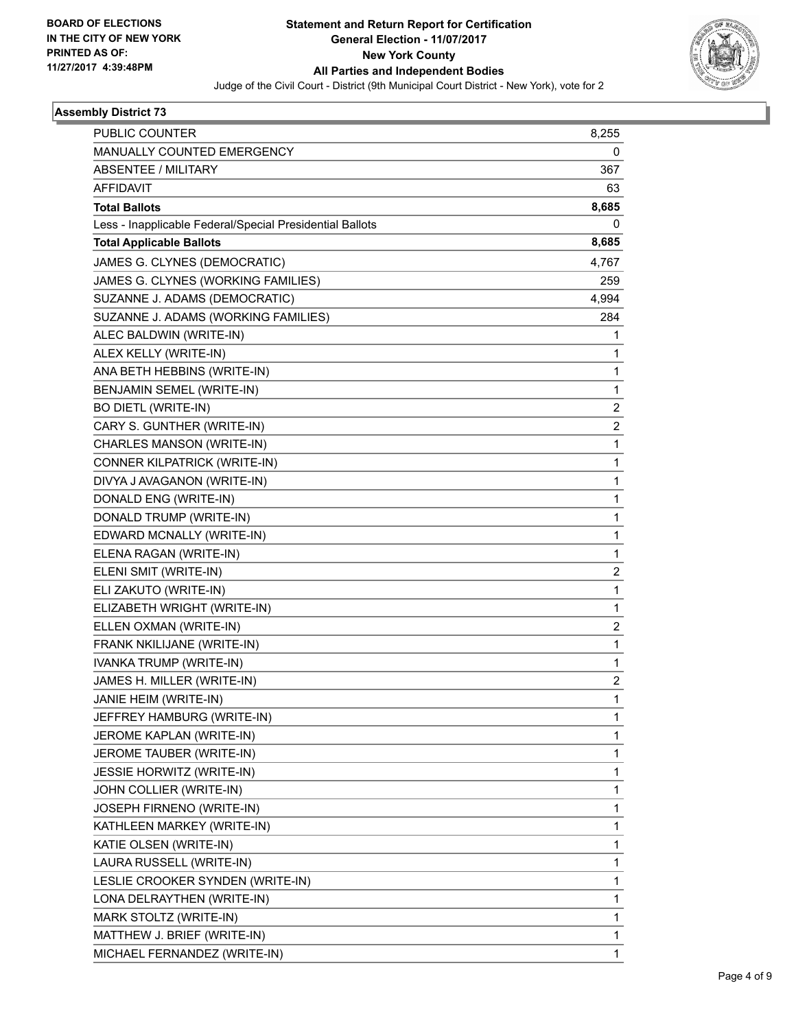BOARD OF ELECTIONS
IN THE CITY OF NEW YORK
PRINTED AS OF:
11/27/2017 4:39:48PM

**Statement and Return Report for Certification**
**General Election - 11/07/2017**
**New York County**
**All Parties and Independent Bodies**
Judge of the Civil Court - District (9th Municipal Court District - New York), vote for 2

### Assembly District 73

| | |
|---|---|
| PUBLIC COUNTER | 8,255 |
| MANUALLY COUNTED EMERGENCY | 0 |
| ABSENTEE / MILITARY | 367 |
| AFFIDAVIT | 63 |
| **Total Ballots** | **8,685** |
| Less - Inapplicable Federal/Special Presidential Ballots | 0 |
| **Total Applicable Ballots** | **8,685** |
| JAMES G. CLYNES (DEMOCRATIC) | 4,767 |
| JAMES G. CLYNES (WORKING FAMILIES) | 259 |
| SUZANNE J. ADAMS (DEMOCRATIC) | 4,994 |
| SUZANNE J. ADAMS (WORKING FAMILIES) | 284 |
| ALEC BALDWIN (WRITE-IN) | 1 |
| ALEX KELLY (WRITE-IN) | 1 |
| ANA BETH HEBBINS (WRITE-IN) | 1 |
| BENJAMIN SEMEL (WRITE-IN) | 1 |
| BO DIETL (WRITE-IN) | 2 |
| CARY S. GUNTHER (WRITE-IN) | 2 |
| CHARLES MANSON (WRITE-IN) | 1 |
| CONNER KILPATRICK (WRITE-IN) | 1 |
| DIVYA J AVAGANON (WRITE-IN) | 1 |
| DONALD ENG (WRITE-IN) | 1 |
| DONALD TRUMP (WRITE-IN) | 1 |
| EDWARD MCNALLY (WRITE-IN) | 1 |
| ELENA RAGAN (WRITE-IN) | 1 |
| ELENI SMIT (WRITE-IN) | 2 |
| ELI ZAKUTO (WRITE-IN) | 1 |
| ELIZABETH WRIGHT (WRITE-IN) | 1 |
| ELLEN OXMAN (WRITE-IN) | 2 |
| FRANK NKILIJANE (WRITE-IN) | 1 |
| IVANKA TRUMP (WRITE-IN) | 1 |
| JAMES H. MILLER (WRITE-IN) | 2 |
| JANIE HEIM (WRITE-IN) | 1 |
| JEFFREY HAMBURG (WRITE-IN) | 1 |
| JEROME KAPLAN (WRITE-IN) | 1 |
| JEROME TAUBER (WRITE-IN) | 1 |
| JESSIE HORWITZ (WRITE-IN) | 1 |
| JOHN COLLIER (WRITE-IN) | 1 |
| JOSEPH FIRNENO (WRITE-IN) | 1 |
| KATHLEEN MARKEY (WRITE-IN) | 1 |
| KATIE OLSEN (WRITE-IN) | 1 |
| LAURA RUSSELL (WRITE-IN) | 1 |
| LESLIE CROOKER SYNDEN (WRITE-IN) | 1 |
| LONA DELRAYTHEN (WRITE-IN) | 1 |
| MARK STOLTZ (WRITE-IN) | 1 |
| MATTHEW J. BRIEF (WRITE-IN) | 1 |
| MICHAEL FERNANDEZ (WRITE-IN) | 1 |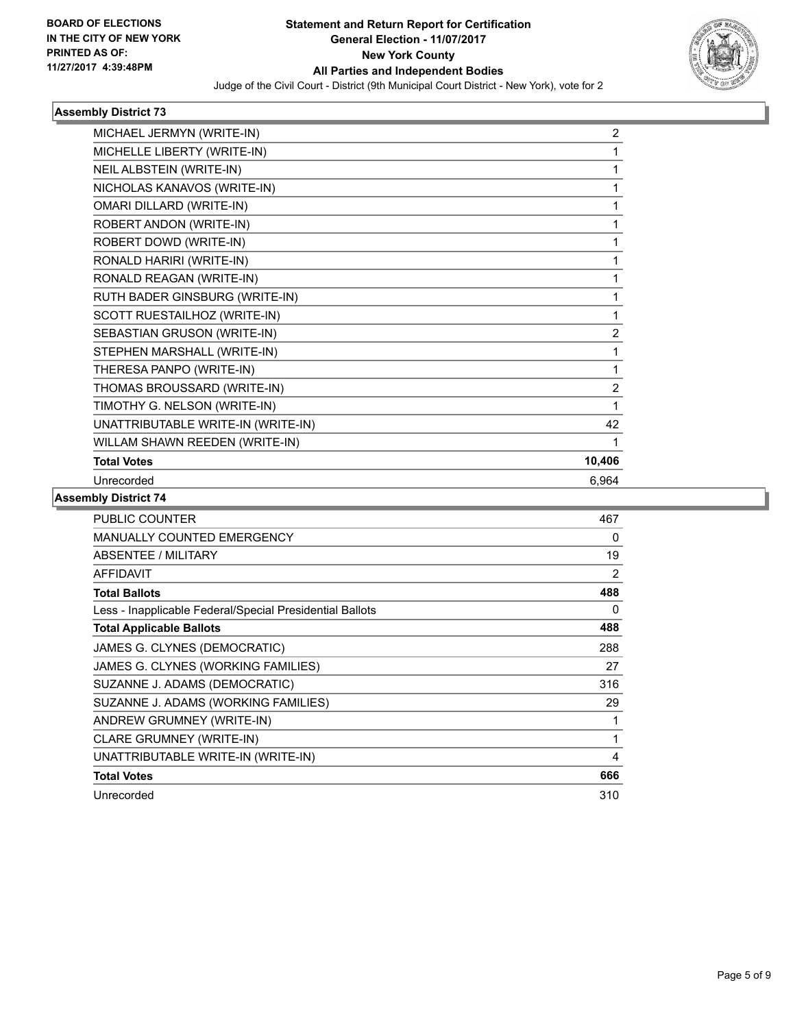**BOARD OF ELECTIONS IN THE CITY OF NEW YORK PRINTED AS OF: 11/27/2017 4:39:48PM**

# Statement and Return Report for Certification
## General Election - 11/07/2017
## New York County
## All Parties and Independent Bodies

Judge of the Civil Court - District (9th Municipal Court District - New York), vote for 2

### Assembly District 73

| | |
|---|---|
| MICHAEL JERMYN (WRITE-IN) | 2 |
| MICHELLE LIBERTY (WRITE-IN) | 1 |
| NEIL ALBSTEIN (WRITE-IN) | 1 |
| NICHOLAS KANAVOS (WRITE-IN) | 1 |
| OMARI DILLARD (WRITE-IN) | 1 |
| ROBERT ANDON (WRITE-IN) | 1 |
| ROBERT DOWD (WRITE-IN) | 1 |
| RONALD HARIRI (WRITE-IN) | 1 |
| RONALD REAGAN (WRITE-IN) | 1 |
| RUTH BADER GINSBURG (WRITE-IN) | 1 |
| SCOTT RUESTAILHOZ (WRITE-IN) | 1 |
| SEBASTIAN GRUSON (WRITE-IN) | 2 |
| STEPHEN MARSHALL (WRITE-IN) | 1 |
| THERESA PANPO (WRITE-IN) | 1 |
| THOMAS BROUSSARD (WRITE-IN) | 2 |
| TIMOTHY G. NELSON (WRITE-IN) | 1 |
| UNATTRIBUTABLE WRITE-IN (WRITE-IN) | 42 |
| WILLAM SHAWN REEDEN (WRITE-IN) | 1 |
| **Total Votes** | **10,406** |
| Unrecorded | 6,964 |

### Assembly District 74

| | |
|---|---|
| PUBLIC COUNTER | 467 |
| MANUALLY COUNTED EMERGENCY | 0 |
| ABSENTEE / MILITARY | 19 |
| AFFIDAVIT | 2 |
| **Total Ballots** | **488** |
| Less - Inapplicable Federal/Special Presidential Ballots | 0 |
| **Total Applicable Ballots** | **488** |
| JAMES G. CLYNES (DEMOCRATIC) | 288 |
| JAMES G. CLYNES (WORKING FAMILIES) | 27 |
| SUZANNE J. ADAMS (DEMOCRATIC) | 316 |
| SUZANNE J. ADAMS (WORKING FAMILIES) | 29 |
| ANDREW GRUMNEY (WRITE-IN) | 1 |
| CLARE GRUMNEY (WRITE-IN) | 1 |
| UNATTRIBUTABLE WRITE-IN (WRITE-IN) | 4 |
| **Total Votes** | **666** |
| Unrecorded | 310 |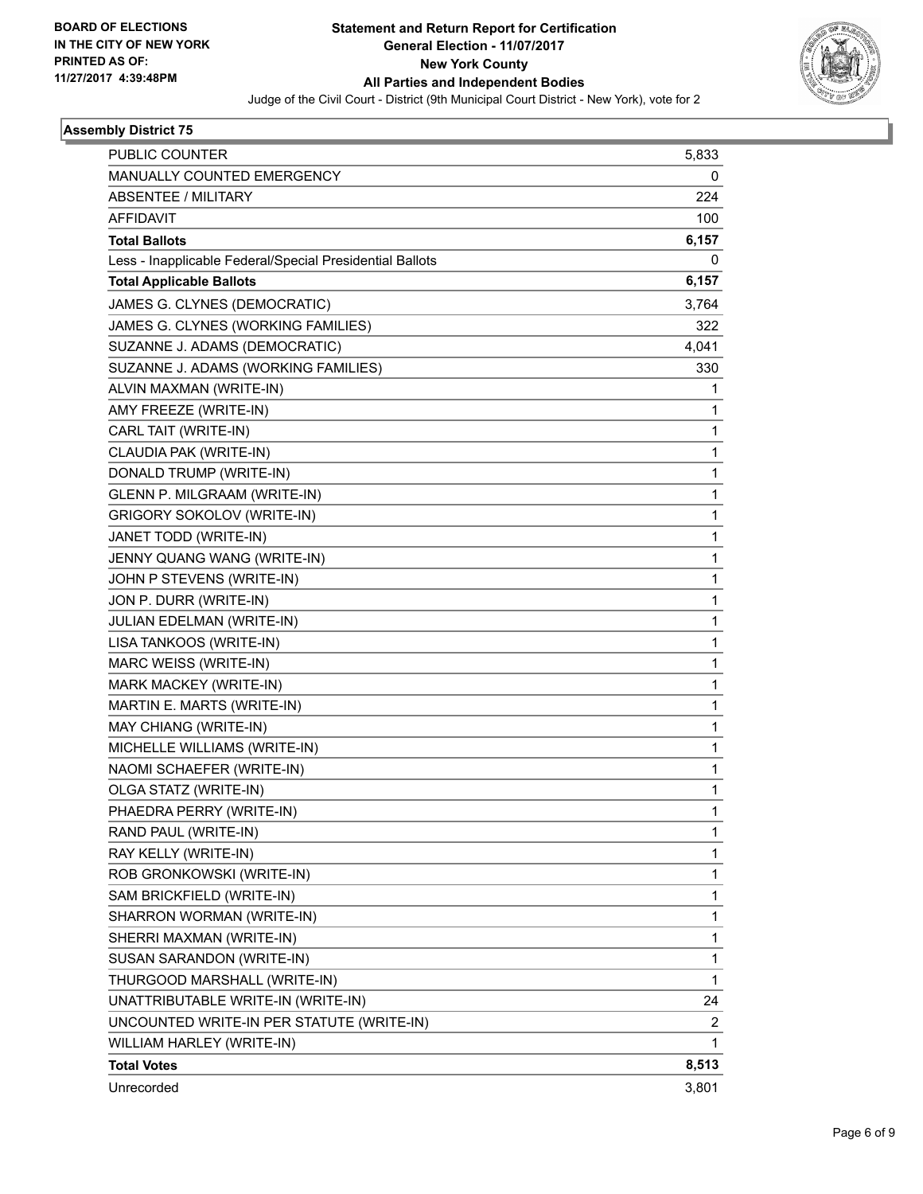BOARD OF ELECTIONS
IN THE CITY OF NEW YORK
PRINTED AS OF:
11/27/2017 4:39:48PM

**Statement and Return Report for Certification**
**General Election - 11/07/2017**
**New York County**
**All Parties and Independent Bodies**
Judge of the Civil Court - District (9th Municipal Court District - New York), vote for 2

### Assembly District 75

| | |
|---|---|
| PUBLIC COUNTER | 5,833 |
| MANUALLY COUNTED EMERGENCY | 0 |
| ABSENTEE / MILITARY | 224 |
| AFFIDAVIT | 100 |
| **Total Ballots** | **6,157** |
| Less - Inapplicable Federal/Special Presidential Ballots | 0 |
| **Total Applicable Ballots** | **6,157** |
| JAMES G. CLYNES (DEMOCRATIC) | 3,764 |
| JAMES G. CLYNES (WORKING FAMILIES) | 322 |
| SUZANNE J. ADAMS (DEMOCRATIC) | 4,041 |
| SUZANNE J. ADAMS (WORKING FAMILIES) | 330 |
| ALVIN MAXMAN (WRITE-IN) | 1 |
| AMY FREEZE (WRITE-IN) | 1 |
| CARL TAIT (WRITE-IN) | 1 |
| CLAUDIA PAK (WRITE-IN) | 1 |
| DONALD TRUMP (WRITE-IN) | 1 |
| GLENN P. MILGRAAM (WRITE-IN) | 1 |
| GRIGORY SOKOLOV (WRITE-IN) | 1 |
| JANET TODD (WRITE-IN) | 1 |
| JENNY QUANG WANG (WRITE-IN) | 1 |
| JOHN P STEVENS (WRITE-IN) | 1 |
| JON P. DURR (WRITE-IN) | 1 |
| JULIAN EDELMAN (WRITE-IN) | 1 |
| LISA TANKOOS (WRITE-IN) | 1 |
| MARC WEISS (WRITE-IN) | 1 |
| MARK MACKEY (WRITE-IN) | 1 |
| MARTIN E. MARTS (WRITE-IN) | 1 |
| MAY CHIANG (WRITE-IN) | 1 |
| MICHELLE WILLIAMS (WRITE-IN) | 1 |
| NAOMI SCHAEFER (WRITE-IN) | 1 |
| OLGA STATZ (WRITE-IN) | 1 |
| PHAEDRA PERRY (WRITE-IN) | 1 |
| RAND PAUL (WRITE-IN) | 1 |
| RAY KELLY (WRITE-IN) | 1 |
| ROB GRONKOWSKI (WRITE-IN) | 1 |
| SAM BRICKFIELD (WRITE-IN) | 1 |
| SHARRON WORMAN (WRITE-IN) | 1 |
| SHERRI MAXMAN (WRITE-IN) | 1 |
| SUSAN SARANDON (WRITE-IN) | 1 |
| THURGOOD MARSHALL (WRITE-IN) | 1 |
| UNATTRIBUTABLE WRITE-IN (WRITE-IN) | 24 |
| UNCOUNTED WRITE-IN PER STATUTE (WRITE-IN) | 2 |
| WILLIAM HARLEY (WRITE-IN) | 1 |
| **Total Votes** | **8,513** |
| Unrecorded | 3,801 |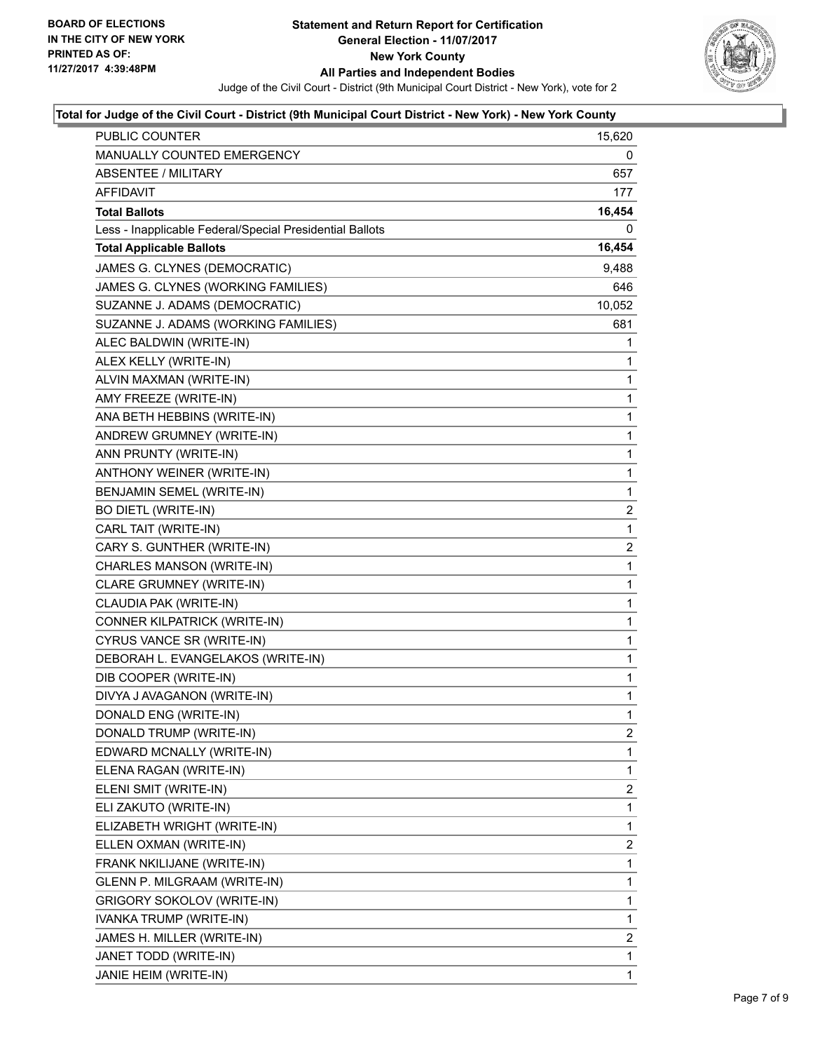BOARD OF ELECTIONS
IN THE CITY OF NEW YORK
PRINTED AS OF:
11/27/2017 4:39:48PM

**Statement and Return Report for Certification**
**General Election - 11/07/2017**
**New York County**
**All Parties and Independent Bodies**
Judge of the Civil Court - District (9th Municipal Court District - New York), vote for 2

**Total for Judge of the Civil Court - District (9th Municipal Court District - New York) - New York County**

| | |
|---|---|
| PUBLIC COUNTER | 15,620 |
| MANUALLY COUNTED EMERGENCY | 0 |
| ABSENTEE / MILITARY | 657 |
| AFFIDAVIT | 177 |
| **Total Ballots** | **16,454** |
| Less - Inapplicable Federal/Special Presidential Ballots | 0 |
| **Total Applicable Ballots** | **16,454** |
| JAMES G. CLYNES (DEMOCRATIC) | 9,488 |
| JAMES G. CLYNES (WORKING FAMILIES) | 646 |
| SUZANNE J. ADAMS (DEMOCRATIC) | 10,052 |
| SUZANNE J. ADAMS (WORKING FAMILIES) | 681 |
| ALEC BALDWIN (WRITE-IN) | 1 |
| ALEX KELLY (WRITE-IN) | 1 |
| ALVIN MAXMAN (WRITE-IN) | 1 |
| AMY FREEZE (WRITE-IN) | 1 |
| ANA BETH HEBBINS (WRITE-IN) | 1 |
| ANDREW GRUMNEY (WRITE-IN) | 1 |
| ANN PRUNTY (WRITE-IN) | 1 |
| ANTHONY WEINER (WRITE-IN) | 1 |
| BENJAMIN SEMEL (WRITE-IN) | 1 |
| BO DIETL (WRITE-IN) | 2 |
| CARL TAIT (WRITE-IN) | 1 |
| CARY S. GUNTHER (WRITE-IN) | 2 |
| CHARLES MANSON (WRITE-IN) | 1 |
| CLARE GRUMNEY (WRITE-IN) | 1 |
| CLAUDIA PAK (WRITE-IN) | 1 |
| CONNER KILPATRICK (WRITE-IN) | 1 |
| CYRUS VANCE SR (WRITE-IN) | 1 |
| DEBORAH L. EVANGELAKOS (WRITE-IN) | 1 |
| DIB COOPER (WRITE-IN) | 1 |
| DIVYA J AVAGANON (WRITE-IN) | 1 |
| DONALD ENG (WRITE-IN) | 1 |
| DONALD TRUMP (WRITE-IN) | 2 |
| EDWARD MCNALLY (WRITE-IN) | 1 |
| ELENA RAGAN (WRITE-IN) | 1 |
| ELENI SMIT (WRITE-IN) | 2 |
| ELI ZAKUTO (WRITE-IN) | 1 |
| ELIZABETH WRIGHT (WRITE-IN) | 1 |
| ELLEN OXMAN (WRITE-IN) | 2 |
| FRANK NKILIJANE (WRITE-IN) | 1 |
| GLENN P. MILGRAAM (WRITE-IN) | 1 |
| GRIGORY SOKOLOV (WRITE-IN) | 1 |
| IVANKA TRUMP (WRITE-IN) | 1 |
| JAMES H. MILLER (WRITE-IN) | 2 |
| JANET TODD (WRITE-IN) | 1 |
| JANIE HEIM (WRITE-IN) | 1 |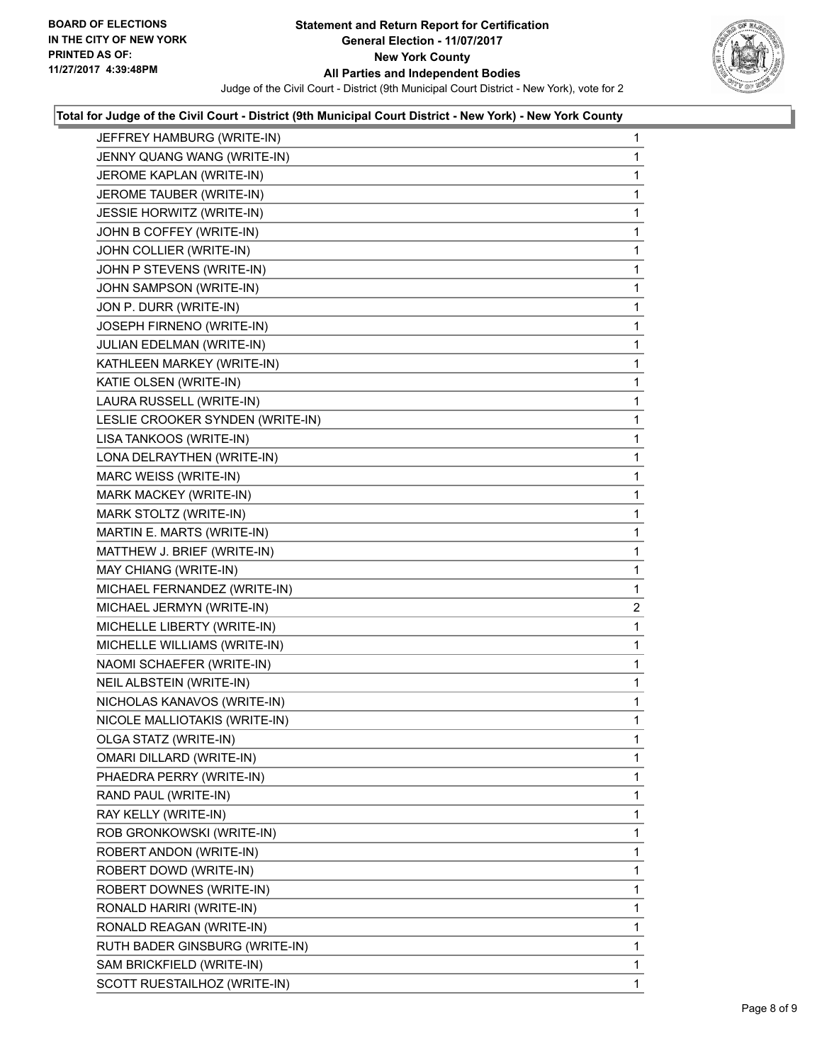**Total for Judge of the Civil Court - District (9th Municipal Court District - New York) - New York County**

| Candidate | Votes |
|---|---|
| JEFFREY HAMBURG (WRITE-IN) | 1 |
| JENNY QUANG WANG (WRITE-IN) | 1 |
| JEROME KAPLAN (WRITE-IN) | 1 |
| JEROME TAUBER (WRITE-IN) | 1 |
| JESSIE HORWITZ (WRITE-IN) | 1 |
| JOHN B COFFEY (WRITE-IN) | 1 |
| JOHN COLLIER (WRITE-IN) | 1 |
| JOHN P STEVENS (WRITE-IN) | 1 |
| JOHN SAMPSON (WRITE-IN) | 1 |
| JON P. DURR (WRITE-IN) | 1 |
| JOSEPH FIRNENO (WRITE-IN) | 1 |
| JULIAN EDELMAN (WRITE-IN) | 1 |
| KATHLEEN MARKEY (WRITE-IN) | 1 |
| KATIE OLSEN (WRITE-IN) | 1 |
| LAURA RUSSELL (WRITE-IN) | 1 |
| LESLIE CROOKER SYNDEN (WRITE-IN) | 1 |
| LISA TANKOOS (WRITE-IN) | 1 |
| LONA DELRAYTHEN (WRITE-IN) | 1 |
| MARC WEISS (WRITE-IN) | 1 |
| MARK MACKEY (WRITE-IN) | 1 |
| MARK STOLTZ (WRITE-IN) | 1 |
| MARTIN E. MARTS (WRITE-IN) | 1 |
| MATTHEW J. BRIEF (WRITE-IN) | 1 |
| MAY CHIANG (WRITE-IN) | 1 |
| MICHAEL FERNANDEZ (WRITE-IN) | 1 |
| MICHAEL JERMYN (WRITE-IN) | 2 |
| MICHELLE LIBERTY (WRITE-IN) | 1 |
| MICHELLE WILLIAMS (WRITE-IN) | 1 |
| NAOMI SCHAEFER (WRITE-IN) | 1 |
| NEIL ALBSTEIN (WRITE-IN) | 1 |
| NICHOLAS KANAVOS (WRITE-IN) | 1 |
| NICOLE MALLIOTAKIS (WRITE-IN) | 1 |
| OLGA STATZ (WRITE-IN) | 1 |
| OMARI DILLARD (WRITE-IN) | 1 |
| PHAEDRA PERRY (WRITE-IN) | 1 |
| RAND PAUL (WRITE-IN) | 1 |
| RAY KELLY (WRITE-IN) | 1 |
| ROB GRONKOWSKI (WRITE-IN) | 1 |
| ROBERT ANDON (WRITE-IN) | 1 |
| ROBERT DOWD (WRITE-IN) | 1 |
| ROBERT DOWNES (WRITE-IN) | 1 |
| RONALD HARIRI (WRITE-IN) | 1 |
| RONALD REAGAN (WRITE-IN) | 1 |
| RUTH BADER GINSBURG (WRITE-IN) | 1 |
| SAM BRICKFIELD (WRITE-IN) | 1 |
| SCOTT RUESTAILHOZ (WRITE-IN) | 1 |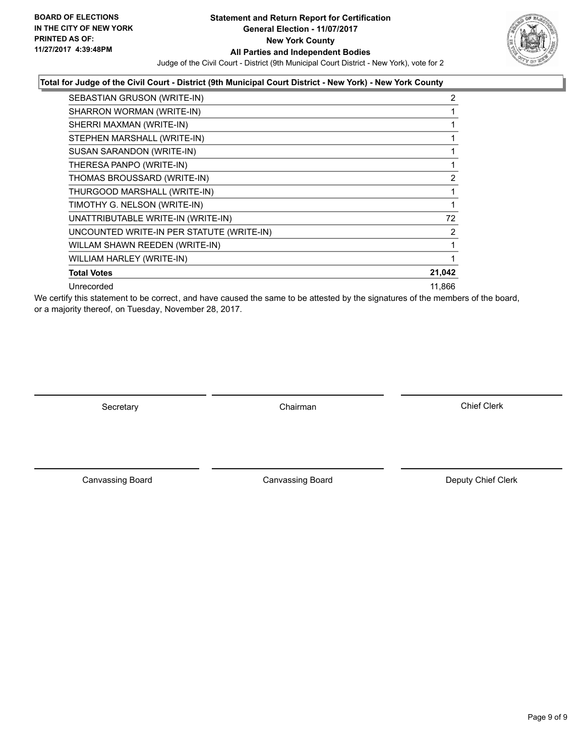**BOARD OF ELECTIONS IN THE CITY OF NEW YORK PRINTED AS OF: 11/27/2017 4:39:48PM**

**Statement and Return Report for Certification**
**General Election - 11/07/2017**
**New York County**
**All Parties and Independent Bodies**

Judge of the Civil Court - District (9th Municipal Court District - New York), vote for 2

**Total for Judge of the Civil Court - District (9th Municipal Court District - New York) - New York County**

| | |
|---|---|
| SEBASTIAN GRUSON (WRITE-IN) | 2 |
| SHARRON WORMAN (WRITE-IN) | 1 |
| SHERRI MAXMAN (WRITE-IN) | 1 |
| STEPHEN MARSHALL (WRITE-IN) | 1 |
| SUSAN SARANDON (WRITE-IN) | 1 |
| THERESA PANPO (WRITE-IN) | 1 |
| THOMAS BROUSSARD (WRITE-IN) | 2 |
| THURGOOD MARSHALL (WRITE-IN) | 1 |
| TIMOTHY G. NELSON (WRITE-IN) | 1 |
| UNATTRIBUTABLE WRITE-IN (WRITE-IN) | 72 |
| UNCOUNTED WRITE-IN PER STATUTE (WRITE-IN) | 2 |
| WILLAM SHAWN REEDEN (WRITE-IN) | 1 |
| WILLIAM HARLEY (WRITE-IN) | 1 |
| **Total Votes** | **21,042** |
| Unrecorded | 11,866 |

We certify this statement to be correct, and have caused the same to be attested by the signatures of the members of the board, or a majority thereof, on Tuesday, November 28, 2017.

Secretary

Chairman

Chief Clerk

Canvassing Board

Canvassing Board

Deputy Chief Clerk